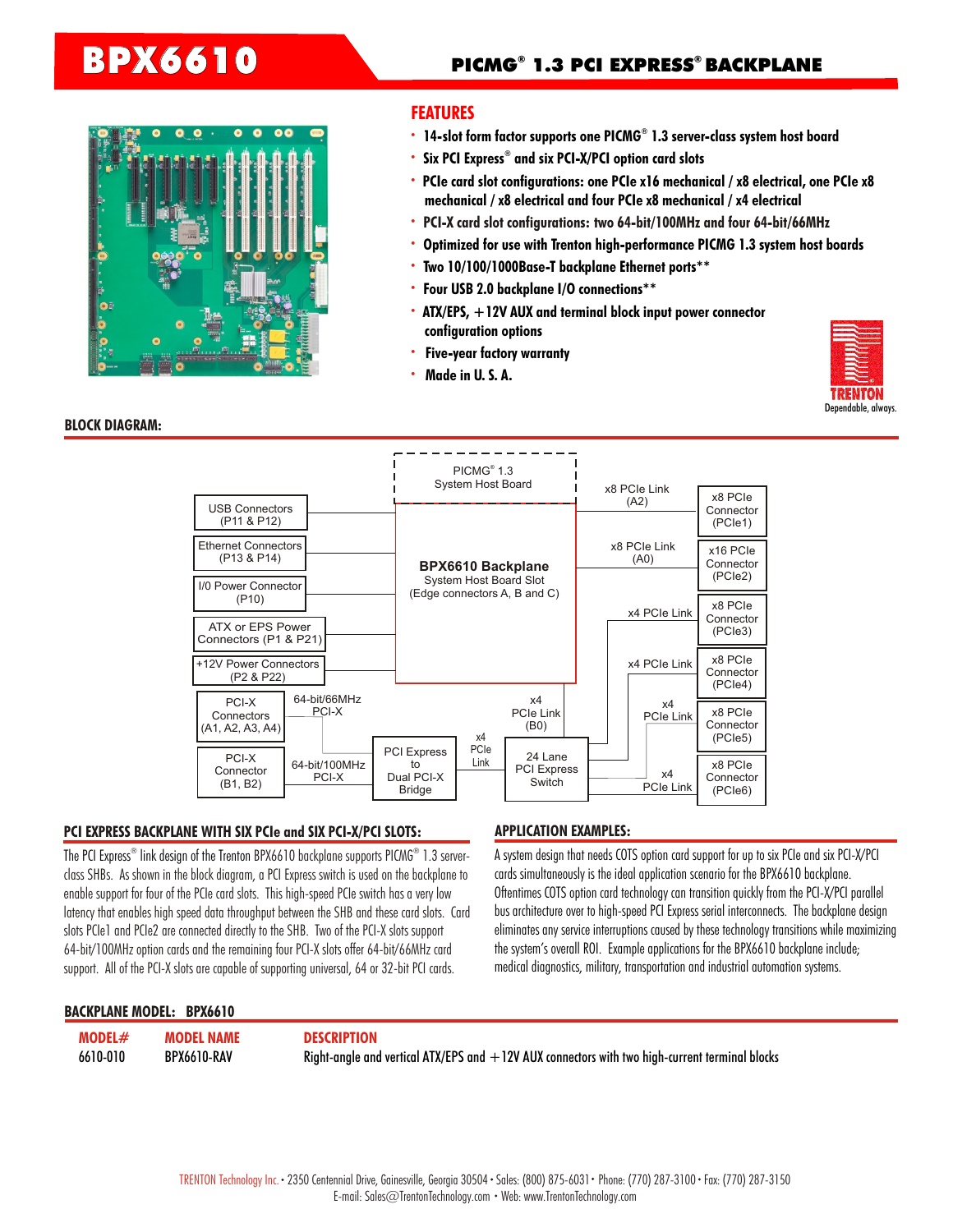# BPX6610

## PICMG® 1.3 PCI EXPRESS® BACKPLANE

### FEATURES

- 14-slot form factor supports one PICMG® 1.3 server-class system host board
- Six PCI Express® and six PCI-X/PCI option card slots
- PCIe card slot configurations: one PCIe x16 mechanical / x8 electrical, one PCIe x8 mechanical / x8 electrical and four PCIe x8 mechanical / x4 electrical
- PCI-X card slot configurations: two 64-bit/100MHz and four 64-bit/66MHz
- Optimized for use with Trenton high-performance PICMG 1.3 system host boards
- Two 10/100/1000Base-T backplane Ethernet ports**
- Four USB 2.0 backplane I/O connections**
- ATX/EPS, +12V AUX and terminal block input power connector configuration options
- Five-year factory warranty
- Made in U. S. A.

TRENTON
Dependable, always.

### BLOCK DIAGRAM:

PICMG® 1.3 System Host Board

BPX6610 Backplane
System Host Board Slot
(Edge connectors A, B and C)

USB Connectors (P11 & P12)
Ethernet Connectors (P13 & P14)
I/0 Power Connector (P10)
ATX or EPS Power Connectors (P1 & P21)
+12V Power Connectors (P2 & P22)
PCI-X Connectors (A1, A2, A3, A4) — 64-bit/66MHz PCI-X
PCI-X Connector (B1, B2) — 64-bit/100MHz PCI-X
PCI Express to Dual PCI-X Bridge — x4 PCIe Link
24 Lane PCI Express Switch — x4 PCIe Link (B0)

x8 PCIe Link (A2) — x8 PCIe Connector (PCIe1)
x8 PCIe Link (A0) — x16 PCIe Connector (PCIe2)
x4 PCIe Link — x8 PCIe Connector (PCIe3)
x4 PCIe Link — x8 PCIe Connector (PCIe4)
x4 PCIe Link — x8 PCIe Connector (PCIe5)
x4 PCIe Link — x8 PCIe Connector (PCIe6)

### PCI EXPRESS BACKPLANE WITH SIX PCIe and SIX PCI-X/PCI SLOTS:

The PCI Express® link design of the Trenton BPX6610 backplane supports PICMG® 1.3 server-class SHBs. As shown in the block diagram, a PCI Express switch is used on the backplane to enable support for four of the PCIe card slots. This high-speed PCIe switch has a very low latency that enables high speed data throughput between the SHB and these card slots. Card slots PCIe1 and PCIe2 are connected directly to the SHB. Two of the PCI-X slots support 64-bit/100MHz option cards and the remaining four PCI-X slots offer 64-bit/66MHz card support. All of the PCI-X slots are capable of supporting universal, 64 or 32-bit PCI cards.

### APPLICATION EXAMPLES:

A system design that needs COTS option card support for up to six PCIe and six PCI-X/PCI cards simultaneously is the ideal application scenario for the BPX6610 backplane. Oftentimes COTS option card technology can transition quickly from the PCI-X/PCI parallel bus architecture over to high-speed PCI Express serial interconnects. The backplane design eliminates any service interruptions caused by these technology transitions while maximizing the system's overall ROI. Example applications for the BPX6610 backplane include; medical diagnostics, military, transportation and industrial automation systems.

### BACKPLANE MODEL: BPX6610

| MODEL# | MODEL NAME | DESCRIPTION |
|---|---|---|
| 6610-010 | BPX6610-RAV | Right-angle and vertical ATX/EPS and +12V AUX connectors with two high-current terminal blocks |

TRENTON Technology Inc. • 2350 Centennial Drive, Gainesville, Georgia 30504 • Sales: (800) 875-6031 • Phone: (770) 287-3100 • Fax: (770) 287-3150
E-mail: Sales@TrentonTechnology.com • Web: www.TrentonTechnology.com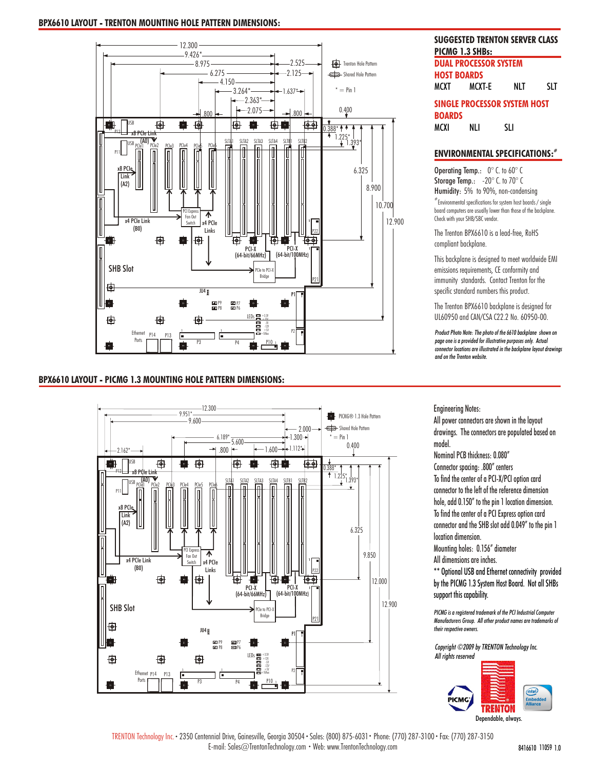## BPX6610 LAYOUT - TRENTON MOUNTING HOLE PATTERN DIMENSIONS:

12.300
9.426*
8.975
6.275
4.150
3.264*
2.363*
2.075
.800
.800
2.525
2.125
1.637*
0.400
0.388*
1.225*
1.393*
6.325
8.900
10.700
12.900

Trenton Hole Pattern
Shared Hole Pattern
* = Pin 1

USB, P12, x8 PCIe Link (A0), USB, PCIe1, PCIe2, PCIe3, PCIe4, PCIe5, PCIe6, SLTA1, SLTA2, SLTA3, SLTA4, SLTB1, SLTB2, P11, x8 PCIe Link (A2), PCI Express Fan Out Switch, x4 PCIe Link (B0), x4 PCIe Links, P22, PCI-X (64-bit/66MHz), PCI-X (64-bit/100MHz), PCIe to PCI-X Bridge, P21, SHB Slot, JU4, P1, P9, P8, P7, P6, LEDs, +3.3V, +12V, -5V, -12V, +5V, +5VAux, P2, Ethernet Ports, P14, P13, P3, P4, P10

## SUGGESTED TRENTON SERVER CLASS PICMG 1.3 SHBs:

### DUAL PROCESSOR SYSTEM HOST BOARDS

MCXT MCXT-E NLT SLT

### SINGLE PROCESSOR SYSTEM HOST BOARDS

MCXI NLI SLI

## ENVIRONMENTAL SPECIFICATIONS:#

**Operating Temp.:** 0° C. to 60° C
**Storage Temp.:** -20° C. to 70° C
**Humidity:** 5% to 90%, non-condensing

#Environmental specifications for system host boards / single board computers are usually lower than those of the backplane. Check with your SHB/SBC vendor.

The Trenton BPX6610 is a lead-free, RoHS compliant backplane.

This backplane is designed to meet worldwide EMI emissions requirements, CE conformity and immunity standards. Contact Trenton for the specific standard numbers this product.

The Trenton BPX6610 backplane is designed for UL60950 and CAN/CSA C22.2 No. 60950-00.

*Product Photo Note: The photo of the 6610 backplane shown on page one is a provided for illustrative purposes only. Actual connector locations are illustrated in the backplane layout drawings and on the Trenton website.*

## BPX6610 LAYOUT - PICMG 1.3 MOUNTING HOLE PATTERN DIMENSIONS:

12.300
9.951*
9.600
6.189*
5.600
2.162*
.800
1.600
1.112*
2.000
1.300
0.400
0.388*
1.225*
1.393*
6.325
9.850
12.000
12.900

PICMG® 1.3 Hole Pattern
Shared Hole Pattern
* = Pin 1

USB, P12, x8 PCIe Link (A0), USB, PCIe1, PCIe2, PCIe3, PCIe4, PCIe5, PCIe6, SLTA1, SLTA2, SLTA3, SLTA4, SLTB1, SLTB2, P11, x8 PCIe Link (A2), PCI Express Fan Out Switch, x4 PCIe Link (B0), x4 PCIe Links, P22, PCI-X (64-bit/66MHz), PCI-X (64-bit/100MHz), PCIe to PCI-X Bridge, P21, SHB Slot, JU4, P1, P9, P8, P7, P6, LEDs, +3.3V, +12V, -5V, -12V, +5V, +5VAux, P2, Ethernet Ports, P14, P13, P3, P4, P10

Engineering Notes:

All power connectors are shown in the layout drawings. The connectors are populated based on model.

Nominal PCB thickness: 0.080"

Connector spacing: .800" centers

To find the center of a PCI-X/PCI option card connector to the left of the reference dimension hole, add 0.150" to the pin 1 location dimension.

To find the center of a PCI Express option card connector and the SHB slot add 0.049" to the pin 1 location dimension.

Mounting holes: 0.156" diameter

All dimensions are inches.

** Optional USB and Ethernet connectivity provided by the PICMG 1.3 System Host Board. Not all SHBs support this capability.

*PICMG is a registered trademark of the PCI Industrial Computer Manufacturers Group. All other product names are trademarks of their respective owners.*

*Copyright ©2009 by TRENTON Technology Inc. All rights reserved*

PICMG
TRENTON
Dependable, always.
intel Embedded Alliance

TRENTON Technology Inc. • 2350 Centennial Drive, Gainesville, Georgia 30504 • Sales: (800) 875-6031 • Phone: (770) 287-3100 • Fax: (770) 287-3150
E-mail: Sales@TrentonTechnology.com • Web: www.TrentonTechnology.com

8416610 11059 1.0